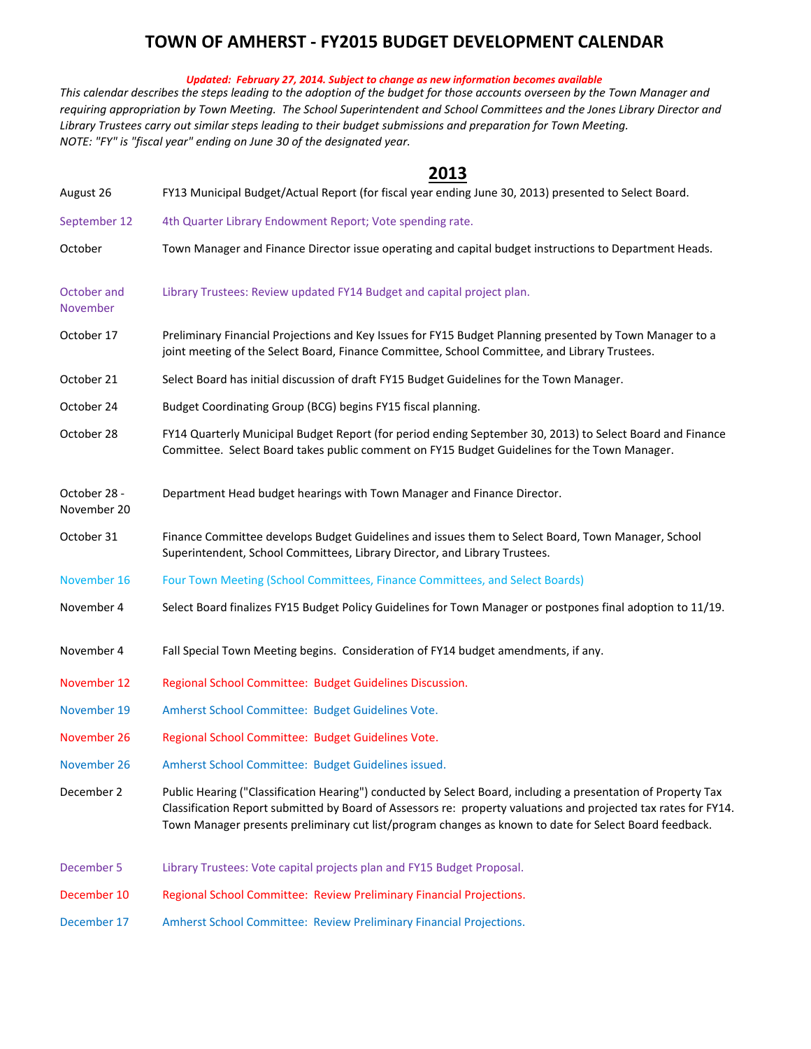# TOWN OF AMHERST - FY2015 BUDGET DEVELOPMENT CALENDAR

*Updated: February 27, 2014. Subject to change as new information becomes available*

*This calendar describes the steps leading to the adoption of the budget for those accounts overseen by the Town Manager and requiring appropriation by Town Meeting. The School Superintendent and School Committees and the Jones Library Director and Library Trustees carry out similar steps leading to their budget submissions and preparation for Town Meeting.*

*NOTE: "FY" is "fiscal year" ending on June 30 of the designated year.*

## 2013

| Date | Event |
|---|---|
| August 26 | FY13 Municipal Budget/Actual Report (for fiscal year ending June 30, 2013) presented to Select Board. |
| September 12 | 4th Quarter Library Endowment Report; Vote spending rate. |
| October | Town Manager and Finance Director issue operating and capital budget instructions to Department Heads. |
| October and November | Library Trustees: Review updated FY14 Budget and capital project plan. |
| October 17 | Preliminary Financial Projections and Key Issues for FY15 Budget Planning presented by Town Manager to a joint meeting of the Select Board, Finance Committee, School Committee, and Library Trustees. |
| October 21 | Select Board has initial discussion of draft FY15 Budget Guidelines for the Town Manager. |
| October 24 | Budget Coordinating Group (BCG) begins FY15 fiscal planning. |
| October 28 | FY14 Quarterly Municipal Budget Report (for period ending September 30, 2013) to Select Board and Finance Committee. Select Board takes public comment on FY15 Budget Guidelines for the Town Manager. |
| October 28 - November 20 | Department Head budget hearings with Town Manager and Finance Director. |
| October 31 | Finance Committee develops Budget Guidelines and issues them to Select Board, Town Manager, School Superintendent, School Committees, Library Director, and Library Trustees. |
| November 16 | Four Town Meeting (School Committees, Finance Committees, and Select Boards) |
| November 4 | Select Board finalizes FY15 Budget Policy Guidelines for Town Manager or postpones final adoption to 11/19. |
| November 4 | Fall Special Town Meeting begins. Consideration of FY14 budget amendments, if any. |
| November 12 | Regional School Committee: Budget Guidelines Discussion. |
| November 19 | Amherst School Committee: Budget Guidelines Vote. |
| November 26 | Regional School Committee: Budget Guidelines Vote. |
| November 26 | Amherst School Committee: Budget Guidelines issued. |
| December 2 | Public Hearing ("Classification Hearing") conducted by Select Board, including a presentation of Property Tax Classification Report submitted by Board of Assessors re: property valuations and projected tax rates for FY14. Town Manager presents preliminary cut list/program changes as known to date for Select Board feedback. |
| December 5 | Library Trustees: Vote capital projects plan and FY15 Budget Proposal. |
| December 10 | Regional School Committee: Review Preliminary Financial Projections. |
| December 17 | Amherst School Committee: Review Preliminary Financial Projections. |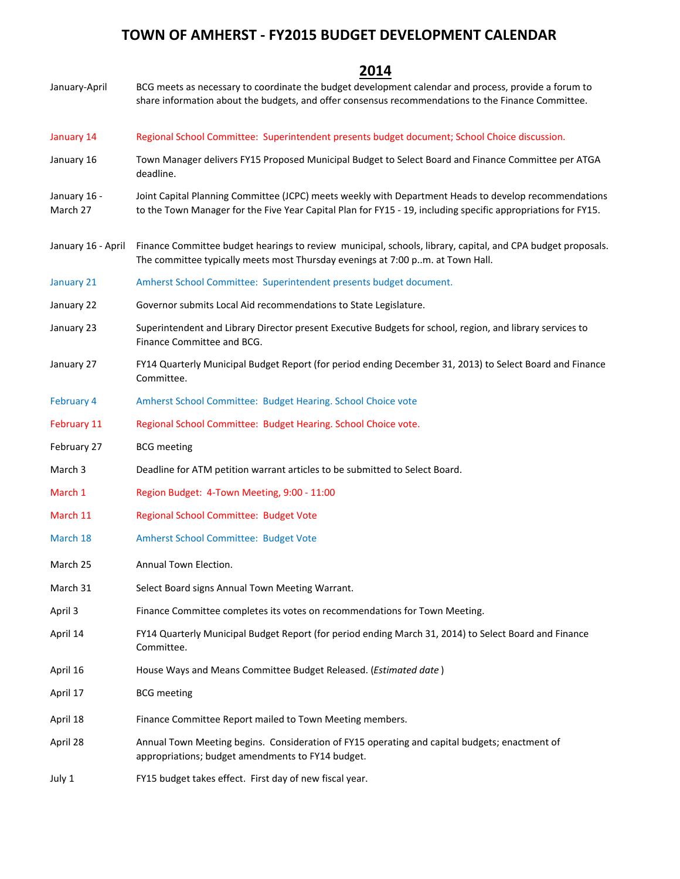# TOWN OF AMHERST - FY2015 BUDGET DEVELOPMENT CALENDAR

## 2014

| | |
|---|---|
| January-April | BCG meets as necessary to coordinate the budget development calendar and process, provide a forum to share information about the budgets, and offer consensus recommendations to the Finance Committee. |
| January 14 | Regional School Committee: Superintendent presents budget document; School Choice discussion. |
| January 16 | Town Manager delivers FY15 Proposed Municipal Budget to Select Board and Finance Committee per ATGA deadline. |
| January 16 - March 27 | Joint Capital Planning Committee (JCPC) meets weekly with Department Heads to develop recommendations to the Town Manager for the Five Year Capital Plan for FY15 - 19, including specific appropriations for FY15. |
| January 16 - April | Finance Committee budget hearings to review municipal, schools, library, capital, and CPA budget proposals. The committee typically meets most Thursday evenings at 7:00 p..m. at Town Hall. |
| January 21 | Amherst School Committee: Superintendent presents budget document. |
| January 22 | Governor submits Local Aid recommendations to State Legislature. |
| January 23 | Superintendent and Library Director present Executive Budgets for school, region, and library services to Finance Committee and BCG. |
| January 27 | FY14 Quarterly Municipal Budget Report (for period ending December 31, 2013) to Select Board and Finance Committee. |
| February 4 | Amherst School Committee: Budget Hearing. School Choice vote |
| February 11 | Regional School Committee: Budget Hearing. School Choice vote. |
| February 27 | BCG meeting |
| March 3 | Deadline for ATM petition warrant articles to be submitted to Select Board. |
| March 1 | Region Budget: 4-Town Meeting, 9:00 - 11:00 |
| March 11 | Regional School Committee: Budget Vote |
| March 18 | Amherst School Committee: Budget Vote |
| March 25 | Annual Town Election. |
| March 31 | Select Board signs Annual Town Meeting Warrant. |
| April 3 | Finance Committee completes its votes on recommendations for Town Meeting. |
| April 14 | FY14 Quarterly Municipal Budget Report (for period ending March 31, 2014) to Select Board and Finance Committee. |
| April 16 | House Ways and Means Committee Budget Released. (*Estimated date* ) |
| April 17 | BCG meeting |
| April 18 | Finance Committee Report mailed to Town Meeting members. |
| April 28 | Annual Town Meeting begins. Consideration of FY15 operating and capital budgets; enactment of appropriations; budget amendments to FY14 budget. |
| July 1 | FY15 budget takes effect. First day of new fiscal year. |